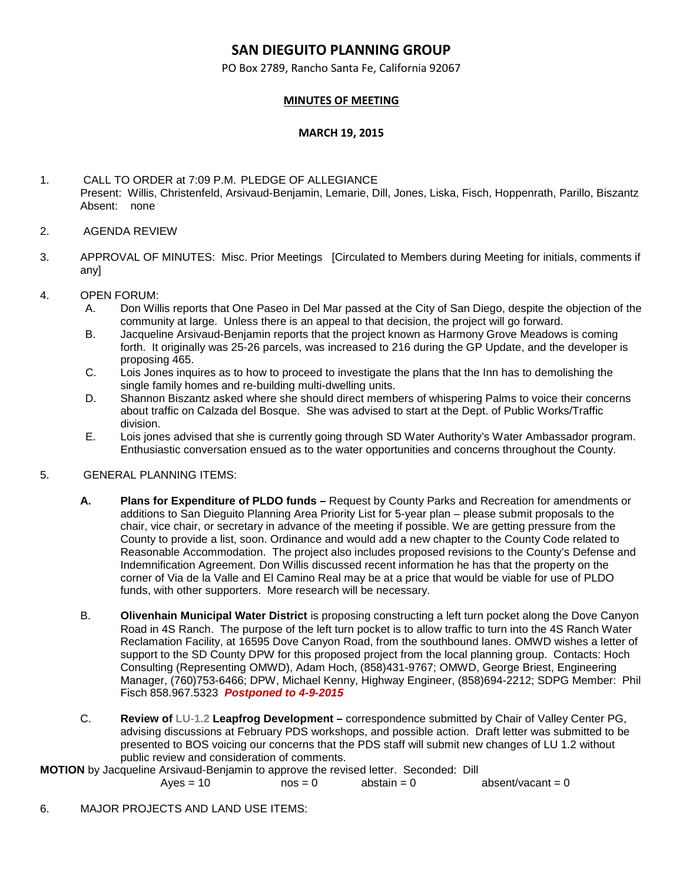# SAN DIEGUITO PLANNING GROUP

PO Box 2789, Rancho Santa Fe, California 92067

**MINUTES OF MEETING**

**MARCH 19, 2015**

1. CALL TO ORDER at 7:09 P.M. PLEDGE OF ALLEGIANCE
   Present: Willis, Christenfeld, Arsivaud-Benjamin, Lemarie, Dill, Jones, Liska, Fisch, Hoppenrath, Parillo, Biszantz
   Absent: none

2. AGENDA REVIEW

3. APPROVAL OF MINUTES: Misc. Prior Meetings [Circulated to Members during Meeting for initials, comments if any]

4. OPEN FORUM:
   A. Don Willis reports that One Paseo in Del Mar passed at the City of San Diego, despite the objection of the community at large. Unless there is an appeal to that decision, the project will go forward.
   B. Jacqueline Arsivaud-Benjamin reports that the project known as Harmony Grove Meadows is coming forth. It originally was 25-26 parcels, was increased to 216 during the GP Update, and the developer is proposing 465.
   C. Lois Jones inquires as to how to proceed to investigate the plans that the Inn has to demolishing the single family homes and re-building multi-dwelling units.
   D. Shannon Biszantz asked where she should direct members of whispering Palms to voice their concerns about traffic on Calzada del Bosque. She was advised to start at the Dept. of Public Works/Traffic division.
   E. Lois jones advised that she is currently going through SD Water Authority's Water Ambassador program. Enthusiastic conversation ensued as to the water opportunities and concerns throughout the County.

5. GENERAL PLANNING ITEMS:

   **A.** **Plans for Expenditure of PLDO funds –** Request by County Parks and Recreation for amendments or additions to San Dieguito Planning Area Priority List for 5-year plan – please submit proposals to the chair, vice chair, or secretary in advance of the meeting if possible. We are getting pressure from the County to provide a list, soon. Ordinance and would add a new chapter to the County Code related to Reasonable Accommodation. The project also includes proposed revisions to the County's Defense and Indemnification Agreement. Don Willis discussed recent information he has that the property on the corner of Via de la Valle and El Camino Real may be at a price that would be viable for use of PLDO funds, with other supporters. More research will be necessary.

   B. **Olivenhain Municipal Water District** is proposing constructing a left turn pocket along the Dove Canyon Road in 4S Ranch. The purpose of the left turn pocket is to allow traffic to turn into the 4S Ranch Water Reclamation Facility, at 16595 Dove Canyon Road, from the southbound lanes. OMWD wishes a letter of support to the SD County DPW for this proposed project from the local planning group. Contacts: Hoch Consulting (Representing OMWD), Adam Hoch, (858)431-9767; OMWD, George Briest, Engineering Manager, (760)753-6466; DPW, Michael Kenny, Highway Engineer, (858)694-2212; SDPG Member: Phil Fisch 858.967.5323 ***Postponed to 4-9-2015***

   C. **Review of LU-1.2 Leapfrog Development –** correspondence submitted by Chair of Valley Center PG, advising discussions at February PDS workshops, and possible action. Draft letter was submitted to be presented to BOS voicing our concerns that the PDS staff will submit new changes of LU 1.2 without public review and consideration of comments.

**MOTION** by Jacqueline Arsivaud-Benjamin to approve the revised letter. Seconded: Dill

Ayes = 10 nos = 0 abstain = 0 absent/vacant = 0

6. MAJOR PROJECTS AND LAND USE ITEMS: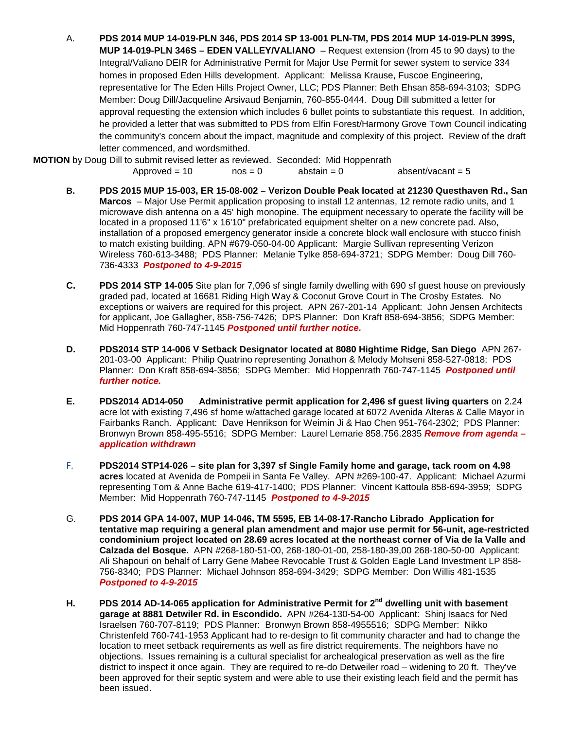A. **PDS 2014 MUP 14-019-PLN 346, PDS 2014 SP 13-001 PLN-TM, PDS 2014 MUP 14-019-PLN 399S, MUP 14-019-PLN 346S – EDEN VALLEY/VALIANO** – Request extension (from 45 to 90 days) to the Integral/Valiano DEIR for Administrative Permit for Major Use Permit for sewer system to service 334 homes in proposed Eden Hills development. Applicant: Melissa Krause, Fuscoe Engineering, representative for The Eden Hills Project Owner, LLC; PDS Planner: Beth Ehsan 858-694-3103; SDPG Member: Doug Dill/Jacqueline Arsivaud Benjamin, 760-855-0444. Doug Dill submitted a letter for approval requesting the extension which includes 6 bullet points to substantiate this request. In addition, he provided a letter that was submitted to PDS from Elfin Forest/Harmony Grove Town Council indicating the community's concern about the impact, magnitude and complexity of this project. Review of the draft letter commenced, and wordsmithed.

**MOTION** by Doug Dill to submit revised letter as reviewed. Seconded: Mid Hoppenrath

Approved = 10 nos = 0 abstain = 0 absent/vacant = 5

**B. PDS 2015 MUP 15-003, ER 15-08-002 – Verizon Double Peak located at 21230 Questhaven Rd., San Marcos** – Major Use Permit application proposing to install 12 antennas, 12 remote radio units, and 1 microwave dish antenna on a 45' high monopine. The equipment necessary to operate the facility will be located in a proposed 11'6" x 16'10" prefabricated equipment shelter on a new concrete pad. Also, installation of a proposed emergency generator inside a concrete block wall enclosure with stucco finish to match existing building. APN #679-050-04-00 Applicant: Margie Sullivan representing Verizon Wireless 760-613-3488; PDS Planner: Melanie Tylke 858-694-3721; SDPG Member: Doug Dill 760-736-4333 ***Postponed to 4-9-2015***

**C. PDS 2014 STP 14-005** Site plan for 7,096 sf single family dwelling with 690 sf guest house on previously graded pad, located at 16681 Riding High Way & Coconut Grove Court in The Crosby Estates. No exceptions or waivers are required for this project. APN 267-201-14 Applicant: John Jensen Architects for applicant, Joe Gallagher, 858-756-7426; DPS Planner: Don Kraft 858-694-3856; SDPG Member: Mid Hoppenrath 760-747-1145 ***Postponed until further notice.***

**D. PDS2014 STP 14-006 V Setback Designator located at 8080 Hightime Ridge, San Diego** APN 267-201-03-00 Applicant: Philip Quatrino representing Jonathon & Melody Mohseni 858-527-0818; PDS Planner: Don Kraft 858-694-3856; SDPG Member: Mid Hoppenrath 760-747-1145 ***Postponed until further notice.***

**E. PDS2014 AD14-050 Administrative permit application for 2,496 sf guest living quarters** on 2.24 acre lot with existing 7,496 sf home w/attached garage located at 6072 Avenida Alteras & Calle Mayor in Fairbanks Ranch. Applicant: Dave Henrikson for Weimin Ji & Hao Chen 951-764-2302; PDS Planner: Bronwyn Brown 858-495-5516; SDPG Member: Laurel Lemarie 858.756.2835 ***Remove from agenda – application withdrawn***

F. **PDS2014 STP14-026 – site plan for 3,397 sf Single Family home and garage, tack room on 4.98 acres** located at Avenida de Pompeii in Santa Fe Valley. APN #269-100-47. Applicant: Michael Azurmi representing Tom & Anne Bache 619-417-1400; PDS Planner: Vincent Kattoula 858-694-3959; SDPG Member: Mid Hoppenrath 760-747-1145 ***Postponed to 4-9-2015***

G. **PDS 2014 GPA 14-007, MUP 14-046, TM 5595, EB 14-08-17-Rancho Librado Application for tentative map requiring a general plan amendment and major use permit for 56-unit, age-restricted condominium project located on 28.69 acres located at the northeast corner of Via de la Valle and Calzada del Bosque.** APN #268-180-51-00, 268-180-01-00, 258-180-39,00 268-180-50-00 Applicant: Ali Shapouri on behalf of Larry Gene Mabee Revocable Trust & Golden Eagle Land Investment LP 858-756-8340; PDS Planner: Michael Johnson 858-694-3429; SDPG Member: Don Willis 481-1535 ***Postponed to 4-9-2015***

**H. PDS 2014 AD-14-065 application for Administrative Permit for 2nd dwelling unit with basement garage at 8881 Detwiler Rd. in Escondido.** APN #264-130-54-00 Applicant: Shinj Isaacs for Ned Israelsen 760-707-8119; PDS Planner: Bronwyn Brown 858-4955516; SDPG Member: Nikko Christenfeld 760-741-1953 Applicant had to re-design to fit community character and had to change the location to meet setback requirements as well as fire district requirements. The neighbors have no objections. Issues remaining is a cultural specialist for archealogical preservation as well as the fire district to inspect it once again. They are required to re-do Detweiler road – widening to 20 ft. They've been approved for their septic system and were able to use their existing leach field and the permit has been issued.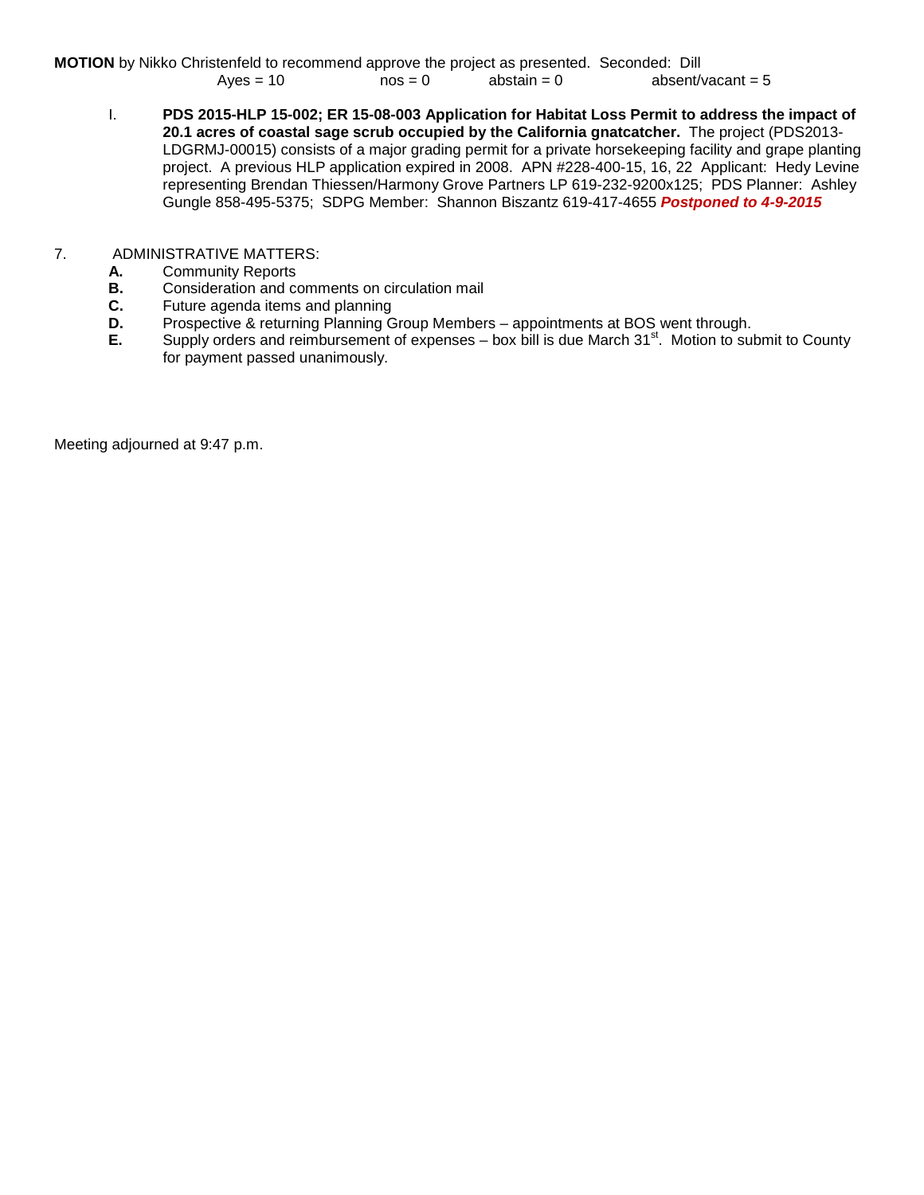**MOTION** by Nikko Christenfeld to recommend approve the project as presented. Seconded: Dill

Ayes = 10  nos = 0  abstain = 0  absent/vacant = 5

I. **PDS 2015-HLP 15-002; ER 15-08-003 Application for Habitat Loss Permit to address the impact of 20.1 acres of coastal sage scrub occupied by the California gnatcatcher.** The project (PDS2013-LDGRMJ-00015) consists of a major grading permit for a private horsekeeping facility and grape planting project. A previous HLP application expired in 2008. APN #228-400-15, 16, 22 Applicant: Hedy Levine representing Brendan Thiessen/Harmony Grove Partners LP 619-232-9200x125; PDS Planner: Ashley Gungle 858-495-5375; SDPG Member: Shannon Biszantz 619-417-4655 ***Postponed to 4-9-2015***

7. ADMINISTRATIVE MATTERS:

**A.** Community Reports

**B.** Consideration and comments on circulation mail

**C.** Future agenda items and planning

**D.** Prospective & returning Planning Group Members – appointments at BOS went through.

**E.** Supply orders and reimbursement of expenses – box bill is due March 31st. Motion to submit to County for payment passed unanimously.

Meeting adjourned at 9:47 p.m.